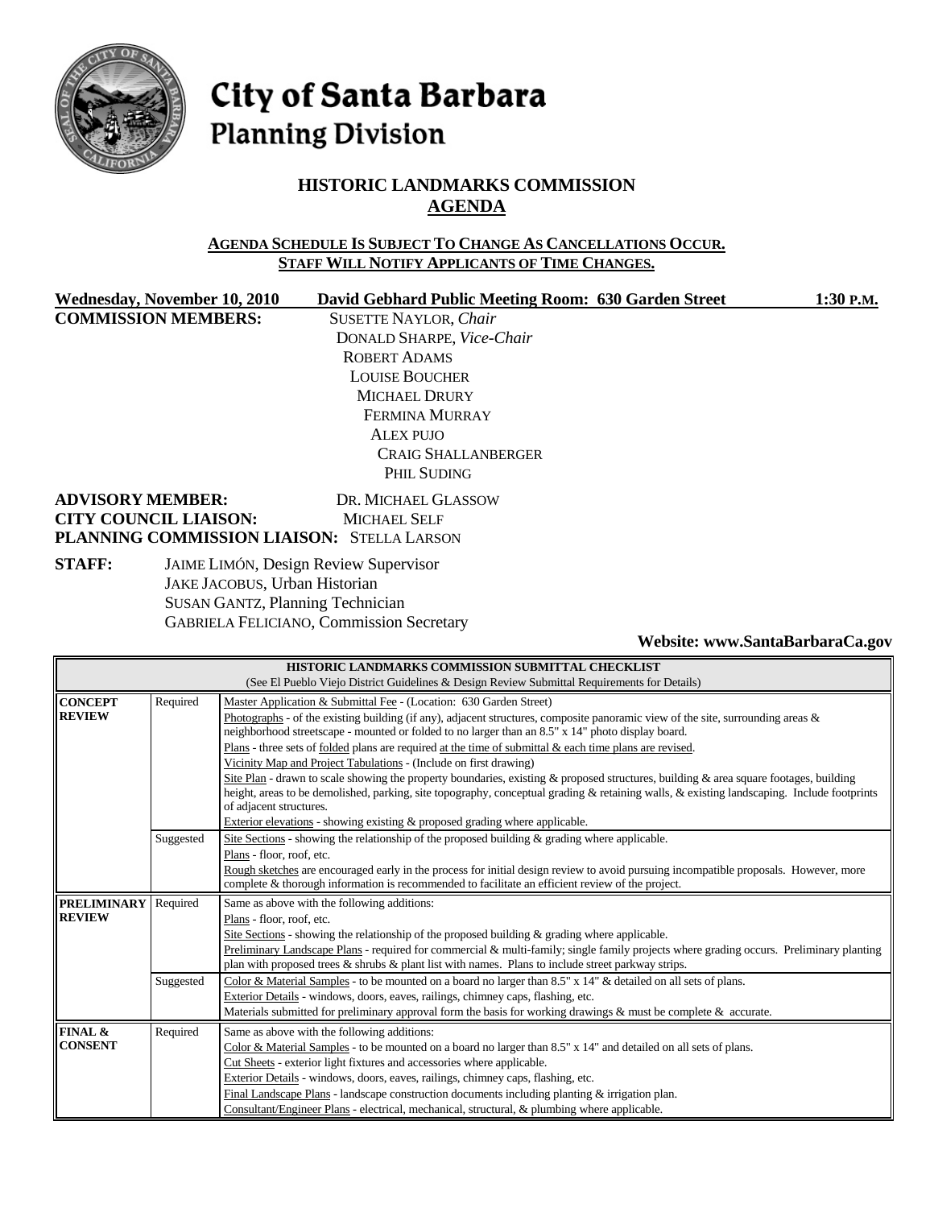# City of Santa Barbara
## Planning Division

## HISTORIC LANDMARKS COMMISSION
## AGENDA

**AGENDA SCHEDULE IS SUBJECT TO CHANGE AS CANCELLATIONS OCCUR.**
**STAFF WILL NOTIFY APPLICANTS OF TIME CHANGES.**

**Wednesday, November 10, 2010** **David Gebhard Public Meeting Room: 630 Garden Street** **1:30 P.M.**

**COMMISSION MEMBERS:**
SUSETTE NAYLOR, *Chair*
DONALD SHARPE, *Vice-Chair*
ROBERT ADAMS
LOUISE BOUCHER
MICHAEL DRURY
FERMINA MURRAY
ALEX PUJO
CRAIG SHALLANBERGER
PHIL SUDING

**ADVISORY MEMBER:** DR. MICHAEL GLASSOW
**CITY COUNCIL LIAISON:** MICHAEL SELF
**PLANNING COMMISSION LIAISON:** STELLA LARSON

**STAFF:**
JAIME LIMÓN, Design Review Supervisor
JAKE JACOBUS, Urban Historian
SUSAN GANTZ, Planning Technician
GABRIELA FELICIANO, Commission Secretary

**Website: www.SantaBarbaraCa.gov**

| HISTORIC LANDMARKS COMMISSION SUBMITTAL CHECKLIST (See El Pueblo Viejo District Guidelines & Design Review Submittal Requirements for Details) | | |
|---|---|---|
| **CONCEPT REVIEW** | Required | Master Application & Submittal Fee - (Location: 630 Garden Street)<br>Photographs - of the existing building (if any), adjacent structures, composite panoramic view of the site, surrounding areas & neighborhood streetscape - mounted or folded to no larger than an 8.5" x 14" photo display board.<br>Plans - three sets of folded plans are required at the time of submittal & each time plans are revised.<br>Vicinity Map and Project Tabulations - (Include on first drawing)<br>Site Plan - drawn to scale showing the property boundaries, existing & proposed structures, building & area square footages, building height, areas to be demolished, parking, site topography, conceptual grading & retaining walls, & existing landscaping. Include footprints of adjacent structures.<br>Exterior elevations - showing existing & proposed grading where applicable. |
| | Suggested | Site Sections - showing the relationship of the proposed building & grading where applicable.<br>Plans - floor, roof, etc.<br>Rough sketches are encouraged early in the process for initial design review to avoid pursuing incompatible proposals. However, more complete & thorough information is recommended to facilitate an efficient review of the project. |
| **PRELIMINARY REVIEW** | Required | Same as above with the following additions:<br>Plans - floor, roof, etc.<br>Site Sections - showing the relationship of the proposed building & grading where applicable.<br>Preliminary Landscape Plans - required for commercial & multi-family; single family projects where grading occurs. Preliminary planting plan with proposed trees & shrubs & plant list with names. Plans to include street parkway strips. |
| | Suggested | Color & Material Samples - to be mounted on a board no larger than 8.5" x 14" & detailed on all sets of plans.<br>Exterior Details - windows, doors, eaves, railings, chimney caps, flashing, etc.<br>Materials submitted for preliminary approval form the basis for working drawings & must be complete & accurate. |
| **FINAL & CONSENT** | Required | Same as above with the following additions:<br>Color & Material Samples - to be mounted on a board no larger than 8.5" x 14" and detailed on all sets of plans.<br>Cut Sheets - exterior light fixtures and accessories where applicable.<br>Exterior Details - windows, doors, eaves, railings, chimney caps, flashing, etc.<br>Final Landscape Plans - landscape construction documents including planting & irrigation plan.<br>Consultant/Engineer Plans - electrical, mechanical, structural, & plumbing where applicable. |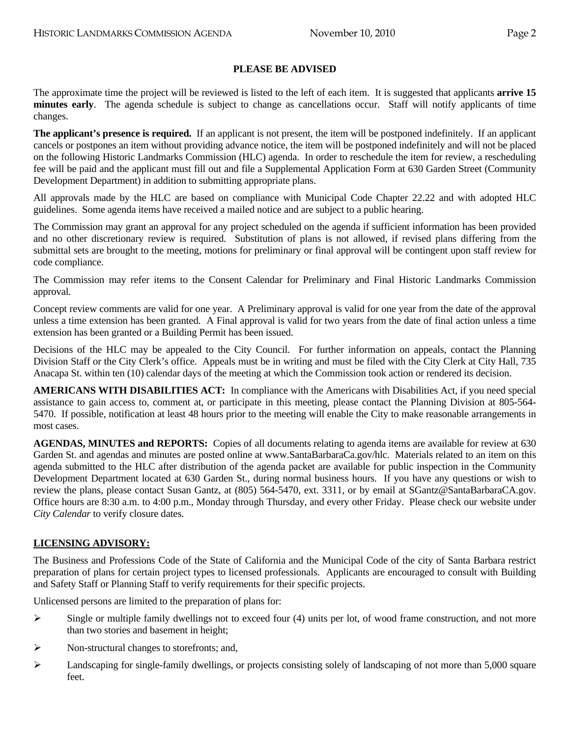## PLEASE BE ADVISED

The approximate time the project will be reviewed is listed to the left of each item. It is suggested that applicants **arrive 15 minutes early**. The agenda schedule is subject to change as cancellations occur. Staff will notify applicants of time changes.

**The applicant's presence is required.** If an applicant is not present, the item will be postponed indefinitely. If an applicant cancels or postpones an item without providing advance notice, the item will be postponed indefinitely and will not be placed on the following Historic Landmarks Commission (HLC) agenda. In order to reschedule the item for review, a rescheduling fee will be paid and the applicant must fill out and file a Supplemental Application Form at 630 Garden Street (Community Development Department) in addition to submitting appropriate plans.

All approvals made by the HLC are based on compliance with Municipal Code Chapter 22.22 and with adopted HLC guidelines. Some agenda items have received a mailed notice and are subject to a public hearing.

The Commission may grant an approval for any project scheduled on the agenda if sufficient information has been provided and no other discretionary review is required. Substitution of plans is not allowed, if revised plans differing from the submittal sets are brought to the meeting, motions for preliminary or final approval will be contingent upon staff review for code compliance.

The Commission may refer items to the Consent Calendar for Preliminary and Final Historic Landmarks Commission approval.

Concept review comments are valid for one year. A Preliminary approval is valid for one year from the date of the approval unless a time extension has been granted. A Final approval is valid for two years from the date of final action unless a time extension has been granted or a Building Permit has been issued.

Decisions of the HLC may be appealed to the City Council. For further information on appeals, contact the Planning Division Staff or the City Clerk's office. Appeals must be in writing and must be filed with the City Clerk at City Hall, 735 Anacapa St. within ten (10) calendar days of the meeting at which the Commission took action or rendered its decision.

**AMERICANS WITH DISABILITIES ACT:** In compliance with the Americans with Disabilities Act, if you need special assistance to gain access to, comment at, or participate in this meeting, please contact the Planning Division at 805-564-5470. If possible, notification at least 48 hours prior to the meeting will enable the City to make reasonable arrangements in most cases.

**AGENDAS, MINUTES and REPORTS:** Copies of all documents relating to agenda items are available for review at 630 Garden St. and agendas and minutes are posted online at www.SantaBarbaraCa.gov/hlc. Materials related to an item on this agenda submitted to the HLC after distribution of the agenda packet are available for public inspection in the Community Development Department located at 630 Garden St., during normal business hours. If you have any questions or wish to review the plans, please contact Susan Gantz, at (805) 564-5470, ext. 3311, or by email at SGantz@SantaBarbaraCA.gov. Office hours are 8:30 a.m. to 4:00 p.m., Monday through Thursday, and every other Friday. Please check our website under *City Calendar* to verify closure dates.

## LICENSING ADVISORY:

The Business and Professions Code of the State of California and the Municipal Code of the city of Santa Barbara restrict preparation of plans for certain project types to licensed professionals. Applicants are encouraged to consult with Building and Safety Staff or Planning Staff to verify requirements for their specific projects.

Unlicensed persons are limited to the preparation of plans for:

- Single or multiple family dwellings not to exceed four (4) units per lot, of wood frame construction, and not more than two stories and basement in height;
- Non-structural changes to storefronts; and,
- Landscaping for single-family dwellings, or projects consisting solely of landscaping of not more than 5,000 square feet.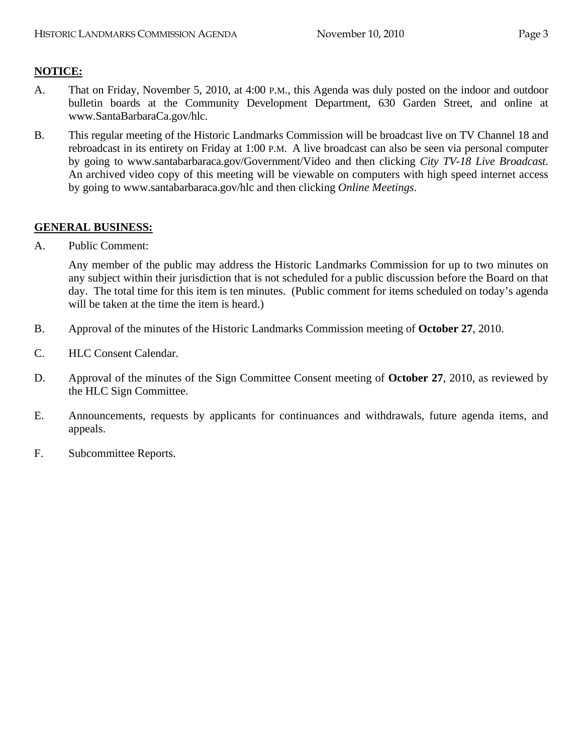**NOTICE:**

A. That on Friday, November 5, 2010, at 4:00 P.M., this Agenda was duly posted on the indoor and outdoor bulletin boards at the Community Development Department, 630 Garden Street, and online at www.SantaBarbaraCa.gov/hlc.

B. This regular meeting of the Historic Landmarks Commission will be broadcast live on TV Channel 18 and rebroadcast in its entirety on Friday at 1:00 P.M. A live broadcast can also be seen via personal computer by going to www.santabarbaraca.gov/Government/Video and then clicking *City TV-18 Live Broadcast*. An archived video copy of this meeting will be viewable on computers with high speed internet access by going to www.santabarbaraca.gov/hlc and then clicking *Online Meetings*.

**GENERAL BUSINESS:**

A. Public Comment:

Any member of the public may address the Historic Landmarks Commission for up to two minutes on any subject within their jurisdiction that is not scheduled for a public discussion before the Board on that day. The total time for this item is ten minutes. (Public comment for items scheduled on today's agenda will be taken at the time the item is heard.)

B. Approval of the minutes of the Historic Landmarks Commission meeting of **October 27**, 2010.

C. HLC Consent Calendar.

D. Approval of the minutes of the Sign Committee Consent meeting of **October 27**, 2010, as reviewed by the HLC Sign Committee.

E. Announcements, requests by applicants for continuances and withdrawals, future agenda items, and appeals.

F. Subcommittee Reports.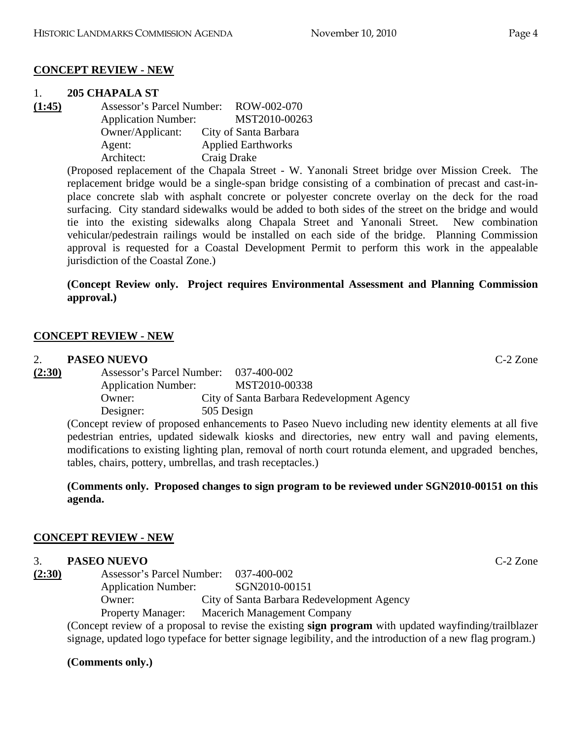**CONCEPT REVIEW - NEW**

1. **205 CHAPALA ST**

**(1:45)**
Assessor's Parcel Number: ROW-002-070
Application Number: MST2010-00263
Owner/Applicant: City of Santa Barbara
Agent: Applied Earthworks
Architect: Craig Drake

(Proposed replacement of the Chapala Street - W. Yanonali Street bridge over Mission Creek. The replacement bridge would be a single-span bridge consisting of a combination of precast and cast-in-place concrete slab with asphalt concrete or polyester concrete overlay on the deck for the road surfacing. City standard sidewalks would be added to both sides of the street on the bridge and would tie into the existing sidewalks along Chapala Street and Yanonali Street. New combination vehicular/pedestrain railings would be installed on each side of the bridge. Planning Commission approval is requested for a Coastal Development Permit to perform this work in the appealable jurisdiction of the Coastal Zone.)

**(Concept Review only. Project requires Environmental Assessment and Planning Commission approval.)**

**CONCEPT REVIEW - NEW**

2. **PASEO NUEVO** C-2 Zone

**(2:30)**
Assessor's Parcel Number: 037-400-002
Application Number: MST2010-00338
Owner: City of Santa Barbara Redevelopment Agency
Designer: 505 Design

(Concept review of proposed enhancements to Paseo Nuevo including new identity elements at all five pedestrian entries, updated sidewalk kiosks and directories, new entry wall and paving elements, modifications to existing lighting plan, removal of north court rotunda element, and upgraded benches, tables, chairs, pottery, umbrellas, and trash receptacles.)

**(Comments only. Proposed changes to sign program to be reviewed under SGN2010-00151 on this agenda.**

**CONCEPT REVIEW - NEW**

3. **PASEO NUEVO** C-2 Zone

**(2:30)**
Assessor's Parcel Number: 037-400-002
Application Number: SGN2010-00151
Owner: City of Santa Barbara Redevelopment Agency
Property Manager: Macerich Management Company

(Concept review of a proposal to revise the existing **sign program** with updated wayfinding/trailblazer signage, updated logo typeface for better signage legibility, and the introduction of a new flag program.)

**(Comments only.)**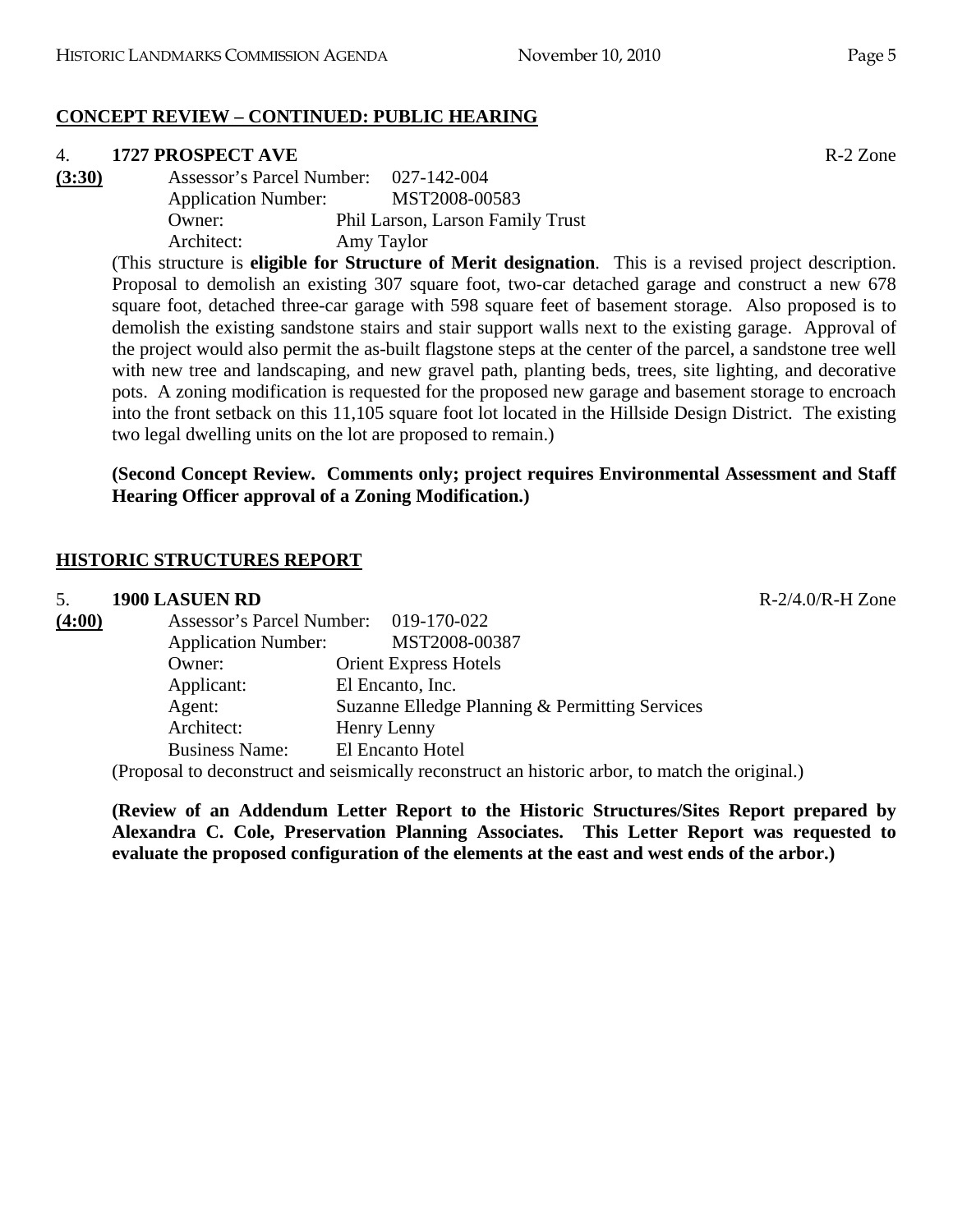## CONCEPT REVIEW – CONTINUED: PUBLIC HEARING

4. **1727 PROSPECT AVE** R-2 Zone

**(3:30)**

Assessor's Parcel Number: 027-142-004
Application Number: MST2008-00583
Owner: Phil Larson, Larson Family Trust
Architect: Amy Taylor

(This structure is **eligible for Structure of Merit designation**. This is a revised project description. Proposal to demolish an existing 307 square foot, two-car detached garage and construct a new 678 square foot, detached three-car garage with 598 square feet of basement storage. Also proposed is to demolish the existing sandstone stairs and stair support walls next to the existing garage. Approval of the project would also permit the as-built flagstone steps at the center of the parcel, a sandstone tree well with new tree and landscaping, and new gravel path, planting beds, trees, site lighting, and decorative pots. A zoning modification is requested for the proposed new garage and basement storage to encroach into the front setback on this 11,105 square foot lot located in the Hillside Design District. The existing two legal dwelling units on the lot are proposed to remain.)

**(Second Concept Review. Comments only; project requires Environmental Assessment and Staff Hearing Officer approval of a Zoning Modification.)**

## HISTORIC STRUCTURES REPORT

5. **1900 LASUEN RD** R-2/4.0/R-H Zone

**(4:00)**

Assessor's Parcel Number: 019-170-022
Application Number: MST2008-00387
Owner: Orient Express Hotels
Applicant: El Encanto, Inc.
Agent: Suzanne Elledge Planning & Permitting Services
Architect: Henry Lenny
Business Name: El Encanto Hotel

(Proposal to deconstruct and seismically reconstruct an historic arbor, to match the original.)

**(Review of an Addendum Letter Report to the Historic Structures/Sites Report prepared by Alexandra C. Cole, Preservation Planning Associates. This Letter Report was requested to evaluate the proposed configuration of the elements at the east and west ends of the arbor.)**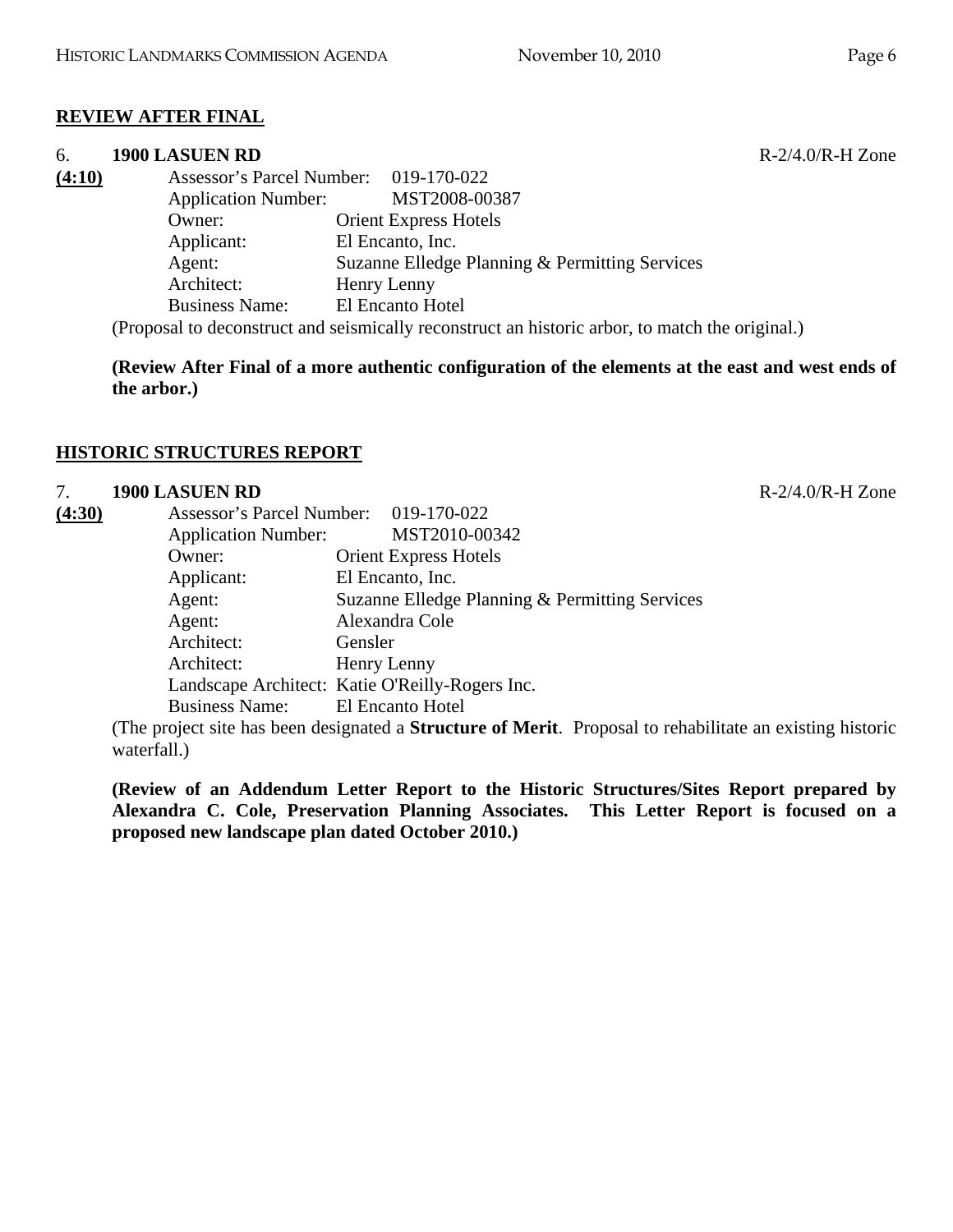## REVIEW AFTER FINAL

6. **1900 LASUEN RD** R-2/4.0/R-H Zone

**(4:10)**

Assessor's Parcel Number: 019-170-022
Application Number: MST2008-00387
Owner: Orient Express Hotels
Applicant: El Encanto, Inc.
Agent: Suzanne Elledge Planning & Permitting Services
Architect: Henry Lenny
Business Name: El Encanto Hotel

(Proposal to deconstruct and seismically reconstruct an historic arbor, to match the original.)

**(Review After Final of a more authentic configuration of the elements at the east and west ends of the arbor.)**

## HISTORIC STRUCTURES REPORT

7. **1900 LASUEN RD** R-2/4.0/R-H Zone

**(4:30)**

Assessor's Parcel Number: 019-170-022
Application Number: MST2010-00342
Owner: Orient Express Hotels
Applicant: El Encanto, Inc.
Agent: Suzanne Elledge Planning & Permitting Services
Agent: Alexandra Cole
Architect: Gensler
Architect: Henry Lenny
Landscape Architect: Katie O'Reilly-Rogers Inc.
Business Name: El Encanto Hotel

(The project site has been designated a **Structure of Merit**. Proposal to rehabilitate an existing historic waterfall.)

**(Review of an Addendum Letter Report to the Historic Structures/Sites Report prepared by Alexandra C. Cole, Preservation Planning Associates. This Letter Report is focused on a proposed new landscape plan dated October 2010.)**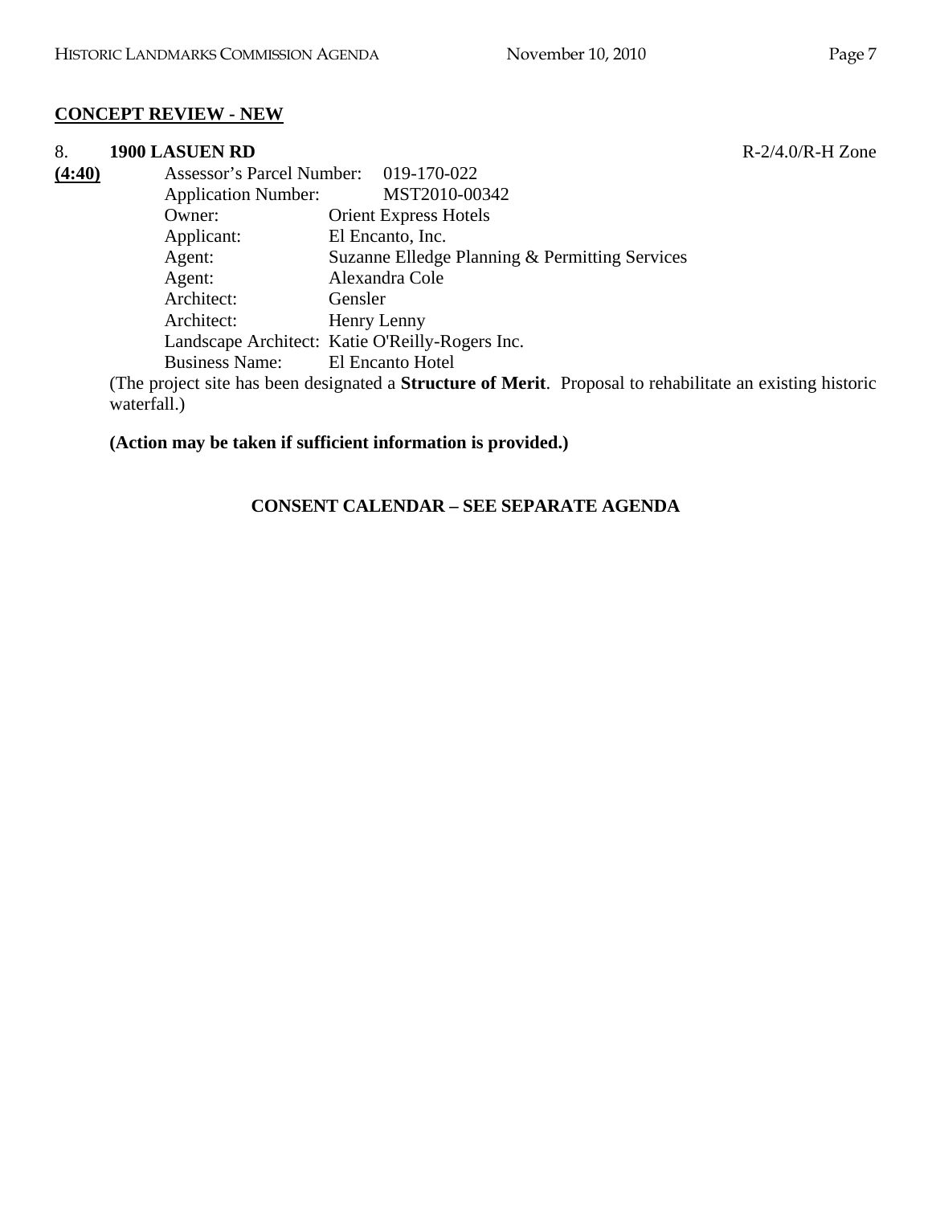## CONCEPT REVIEW - NEW

8. **1900 LASUEN RD** R-2/4.0/R-H Zone

**(4:40)**

Assessor's Parcel Number: 019-170-022
Application Number: MST2010-00342
Owner: Orient Express Hotels
Applicant: El Encanto, Inc.
Agent: Suzanne Elledge Planning & Permitting Services
Agent: Alexandra Cole
Architect: Gensler
Architect: Henry Lenny
Landscape Architect: Katie O'Reilly-Rogers Inc.
Business Name: El Encanto Hotel

(The project site has been designated a **Structure of Merit**. Proposal to rehabilitate an existing historic waterfall.)

**(Action may be taken if sufficient information is provided.)**

**CONSENT CALENDAR – SEE SEPARATE AGENDA**